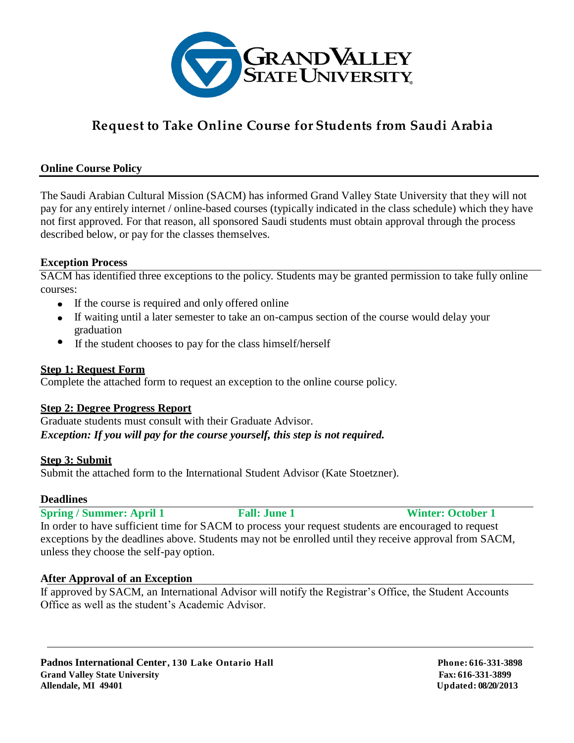# Request to Take Online Course for Students from Saudi Arabia

## Online Course Policy

The Saudi Arabian Cultural Mission (SACM) has informed Grand Valley State University that they will not pay for any entirely internet / online-based courses (typically indicated in the class schedule) which they have not first approved. For that reason, all sponsored Saudi students must obtain approval through the process described below, or pay for the classes themselves.

## Exception Process

SACM has identified three exceptions to the policy. Students may be granted permission to take fully online courses:

- If the course is required and only offered online
- If waiting until a later semester to take an on-campus section of the course would delay your graduation
- If the student chooses to pay for the class himself/herself

### Step 1: Request Form

Complete the attached form to request an exception to the online course policy.

### Step 2: Degree Progress Report

Graduate students must consult with their Graduate Advisor.
***Exception: If you will pay for the course yourself, this step is not required.***

### Step 3: Submit

Submit the attached form to the International Student Advisor (Kate Stoetzner).

## Deadlines

**Spring / Summer: April 1** **Fall: June 1** **Winter: October 1**

In order to have sufficient time for SACM to process your request students are encouraged to request exceptions by the deadlines above. Students may not be enrolled until they receive approval from SACM, unless they choose the self-pay option.

## After Approval of an Exception

If approved by SACM, an International Advisor will notify the Registrar's Office, the Student Accounts Office as well as the student's Academic Advisor.

**Padnos International Center, 130 Lake Ontario Hall**
**Grand Valley State University**
**Allendale, MI 49401**

**Phone: 616-331-3898**
**Fax: 616-331-3899**
**Updated: 08/20/2013**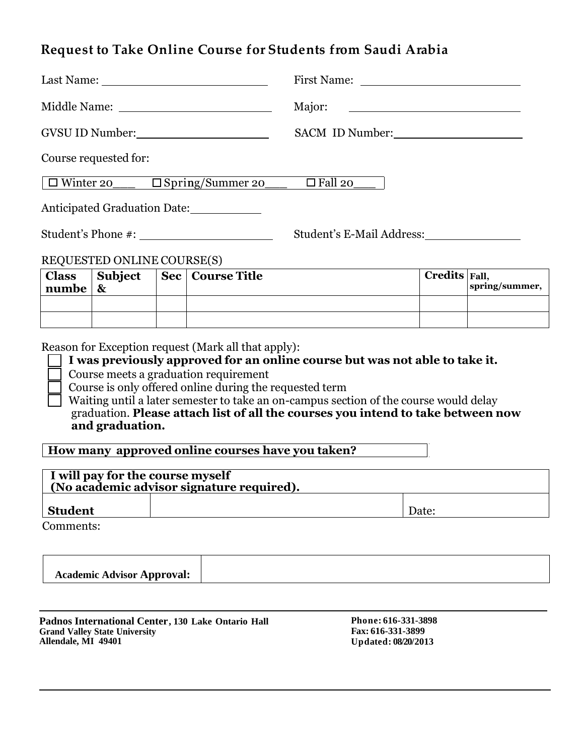## Request to Take Online Course for Students from Saudi Arabia

Last Name: ______________________ First Name: ______________________

Middle Name: ______________________ Major: ______________________

GVSU ID Number: ______________________ SACM ID Number: ______________________

Course requested for:

☐ Winter 20___ ☐ Spring/Summer 20___ ☐ Fall 20___

Anticipated Graduation Date: __________

Student's Phone #: ______________________ Student's E-Mail Address: ______________

REQUESTED ONLINE COURSE(S)

| Class numbe | Subject & | Sec | Course Title | Credits | Fall, spring/summer, |
|---|---|---|---|---|---|
| | | | | | |
| | | | | | |

Reason for Exception request (Mark all that apply):

☐ **I was previously approved for an online course but was not able to take it.**
☐ Course meets a graduation requirement
☐ Course is only offered online during the requested term
☐ Waiting until a later semester to take an on-campus section of the course would delay graduation. **Please attach list of all the courses you intend to take between now and graduation.**

**How many approved online courses have you taken?**

| **I will pay for the course myself (No academic advisor signature required).** | | |
|---|---|---|
| **Student** | | Date: |

Comments:

| **Academic Advisor Approval:** | |
|---|---|

**Padnos International Center, 130 Lake Ontario Hall**
**Grand Valley State University**
**Allendale, MI 49401**

**Phone: 616-331-3898**
**Fax: 616-331-3899**
**Updated: 08/20/2013**